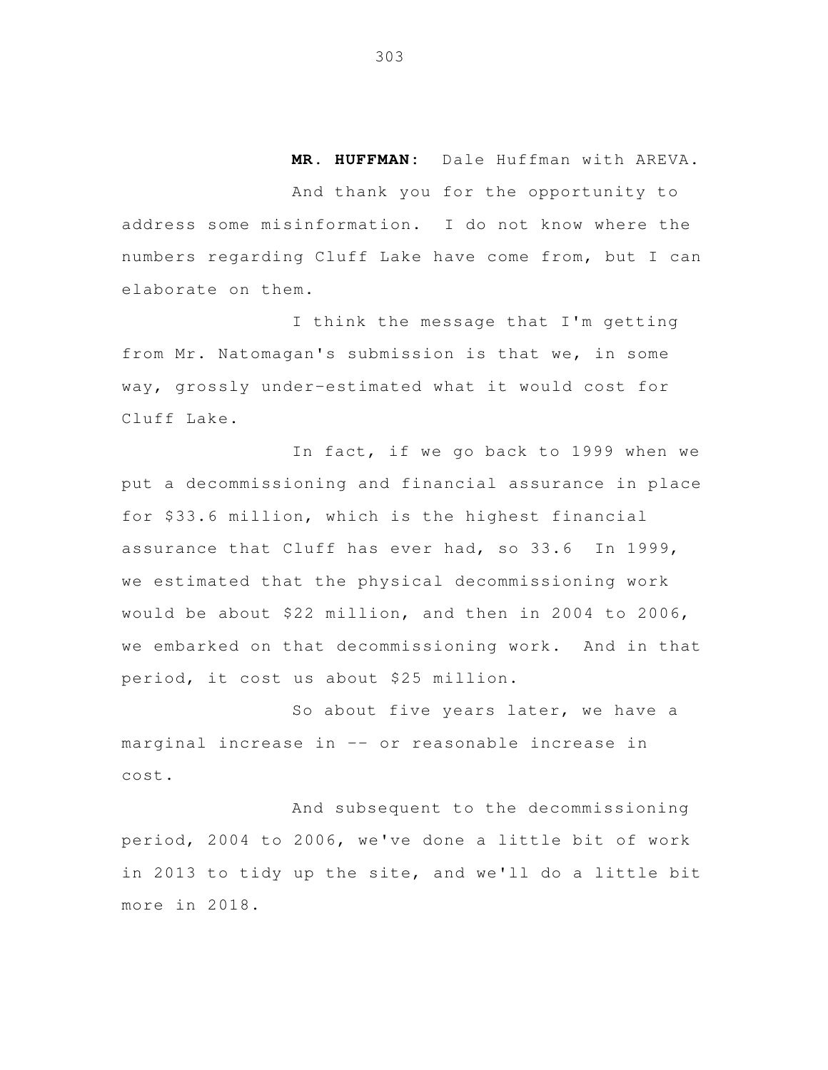**MR. HUFFMAN:** Dale Huffman with AREVA.

And thank you for the opportunity to address some misinformation. I do not know where the numbers regarding Cluff Lake have come from, but I can elaborate on them.

I think the message that I'm getting from Mr. Natomagan's submission is that we, in some way, grossly under-estimated what it would cost for Cluff Lake.

In fact, if we go back to 1999 when we put a decommissioning and financial assurance in place for $33.6 million, which is the highest financial assurance that Cluff has ever had, so 33.6 In 1999, we estimated that the physical decommissioning work would be about $22 million, and then in 2004 to 2006, we embarked on that decommissioning work. And in that period, it cost us about $25 million.

So about five years later, we have a marginal increase in -- or reasonable increase in cost.

And subsequent to the decommissioning period, 2004 to 2006, we've done a little bit of work in 2013 to tidy up the site, and we'll do a little bit more in 2018.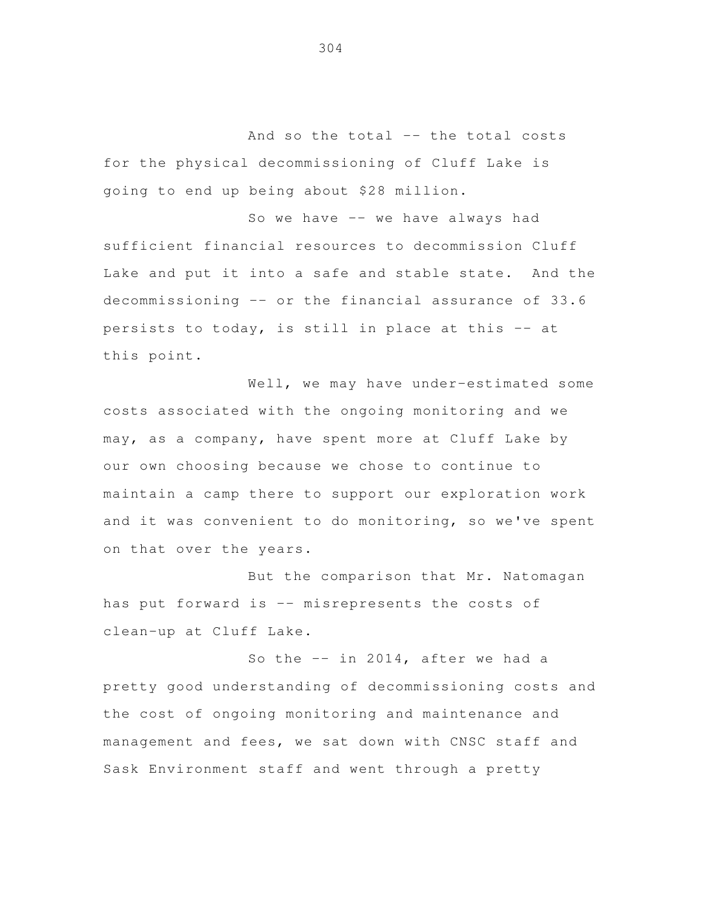And so the total -- the total costs for the physical decommissioning of Cluff Lake is going to end up being about $28 million.

So we have -- we have always had sufficient financial resources to decommission Cluff Lake and put it into a safe and stable state. And the decommissioning -- or the financial assurance of 33.6 persists to today, is still in place at this -- at this point.

Well, we may have under-estimated some costs associated with the ongoing monitoring and we may, as a company, have spent more at Cluff Lake by our own choosing because we chose to continue to maintain a camp there to support our exploration work and it was convenient to do monitoring, so we've spent on that over the years.

But the comparison that Mr. Natomagan has put forward is -- misrepresents the costs of clean-up at Cluff Lake.

So the -- in 2014, after we had a pretty good understanding of decommissioning costs and the cost of ongoing monitoring and maintenance and management and fees, we sat down with CNSC staff and Sask Environment staff and went through a pretty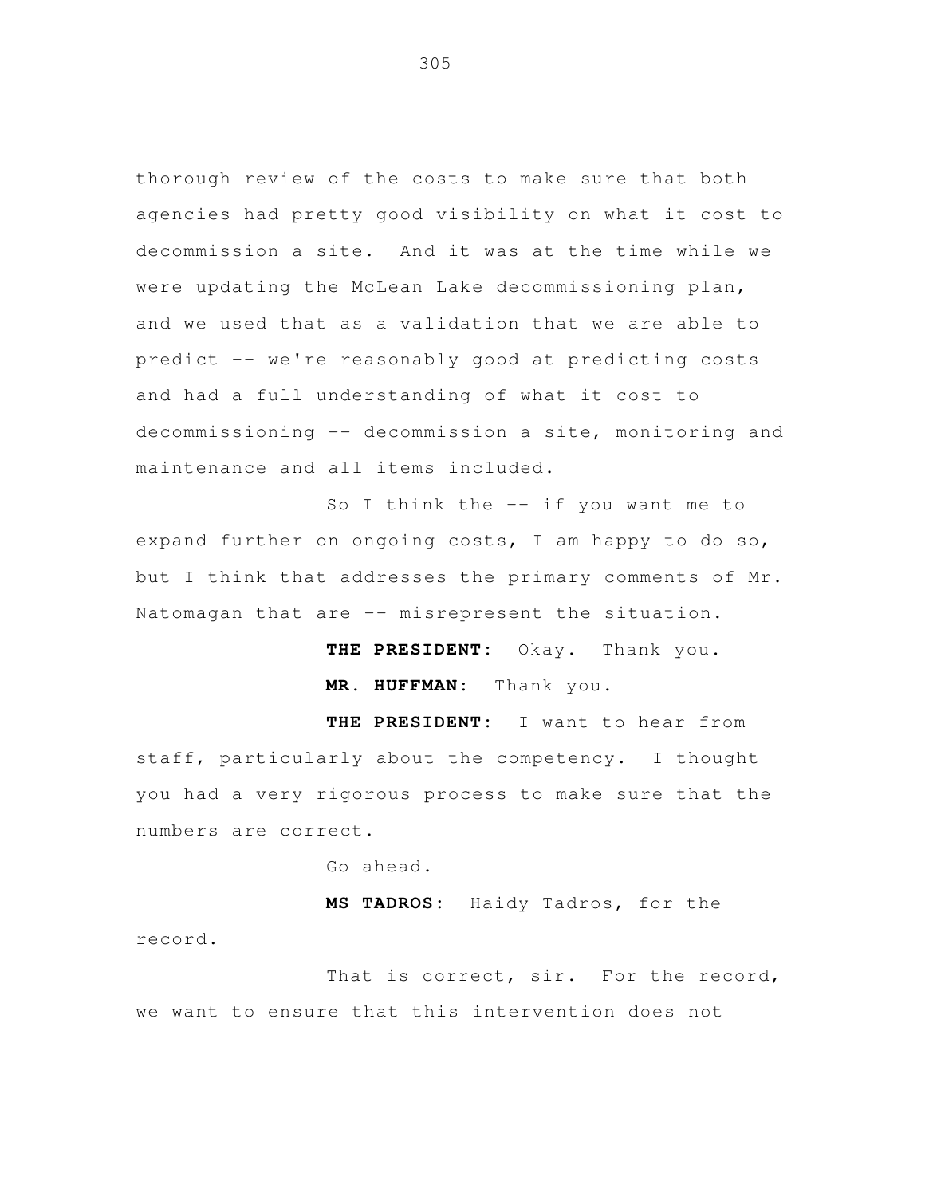thorough review of the costs to make sure that both agencies had pretty good visibility on what it cost to decommission a site. And it was at the time while we were updating the McLean Lake decommissioning plan, and we used that as a validation that we are able to predict -- we're reasonably good at predicting costs and had a full understanding of what it cost to decommissioning -- decommission a site, monitoring and maintenance and all items included.

So I think the -- if you want me to expand further on ongoing costs, I am happy to do so, but I think that addresses the primary comments of Mr. Natomagan that are -- misrepresent the situation.

**THE PRESIDENT:** Okay. Thank you.

**MR. HUFFMAN:** Thank you.

**THE PRESIDENT:** I want to hear from staff, particularly about the competency. I thought you had a very rigorous process to make sure that the numbers are correct.

Go ahead.

**MS TADROS:** Haidy Tadros, for the record.

That is correct, sir. For the record, we want to ensure that this intervention does not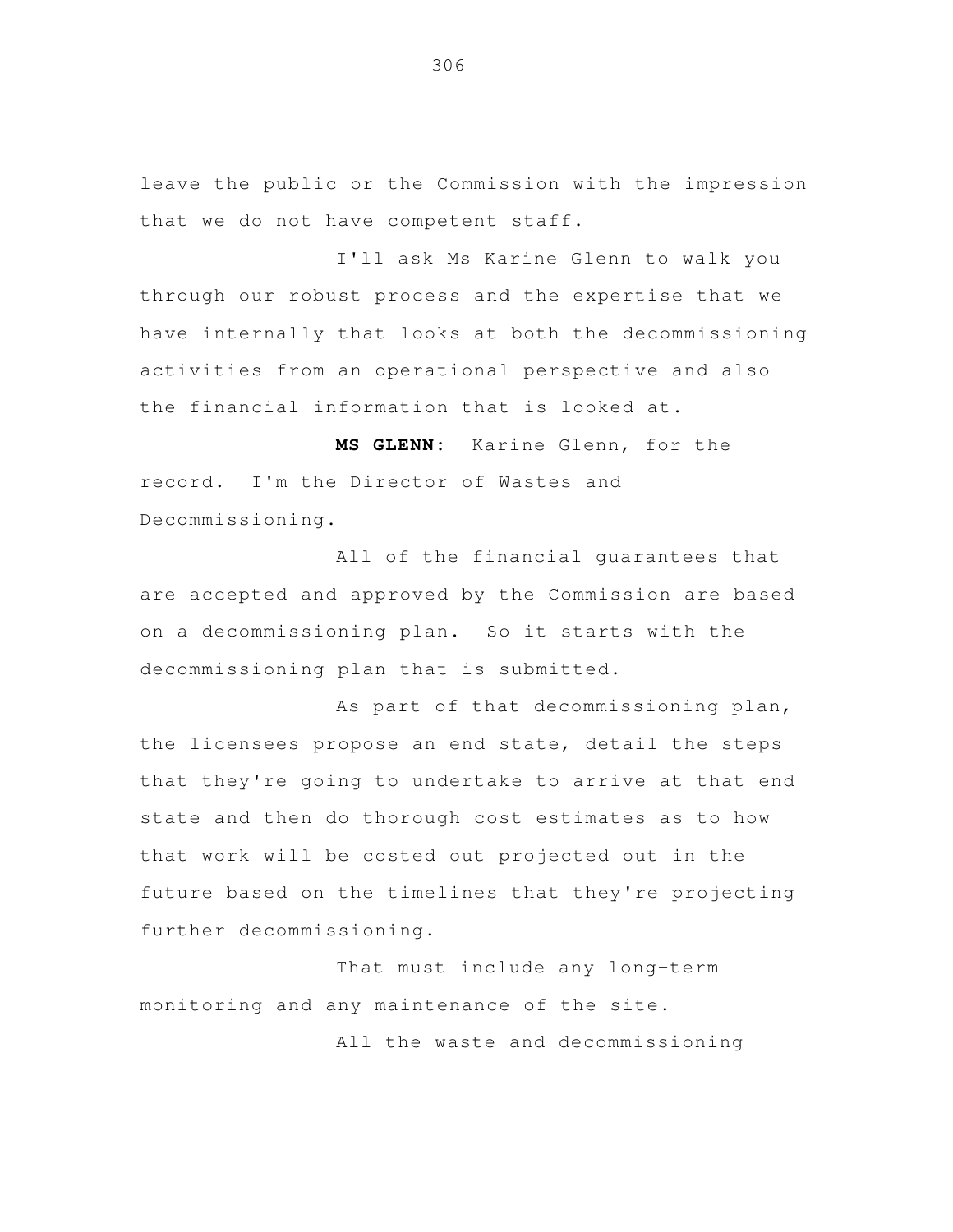leave the public or the Commission with the impression that we do not have competent staff.

I'll ask Ms Karine Glenn to walk you through our robust process and the expertise that we have internally that looks at both the decommissioning activities from an operational perspective and also the financial information that is looked at.

**MS GLENN:** Karine Glenn, for the record. I'm the Director of Wastes and Decommissioning.

All of the financial guarantees that are accepted and approved by the Commission are based on a decommissioning plan. So it starts with the decommissioning plan that is submitted.

As part of that decommissioning plan, the licensees propose an end state, detail the steps that they're going to undertake to arrive at that end state and then do thorough cost estimates as to how that work will be costed out projected out in the future based on the timelines that they're projecting further decommissioning.

That must include any long-term monitoring and any maintenance of the site.

All the waste and decommissioning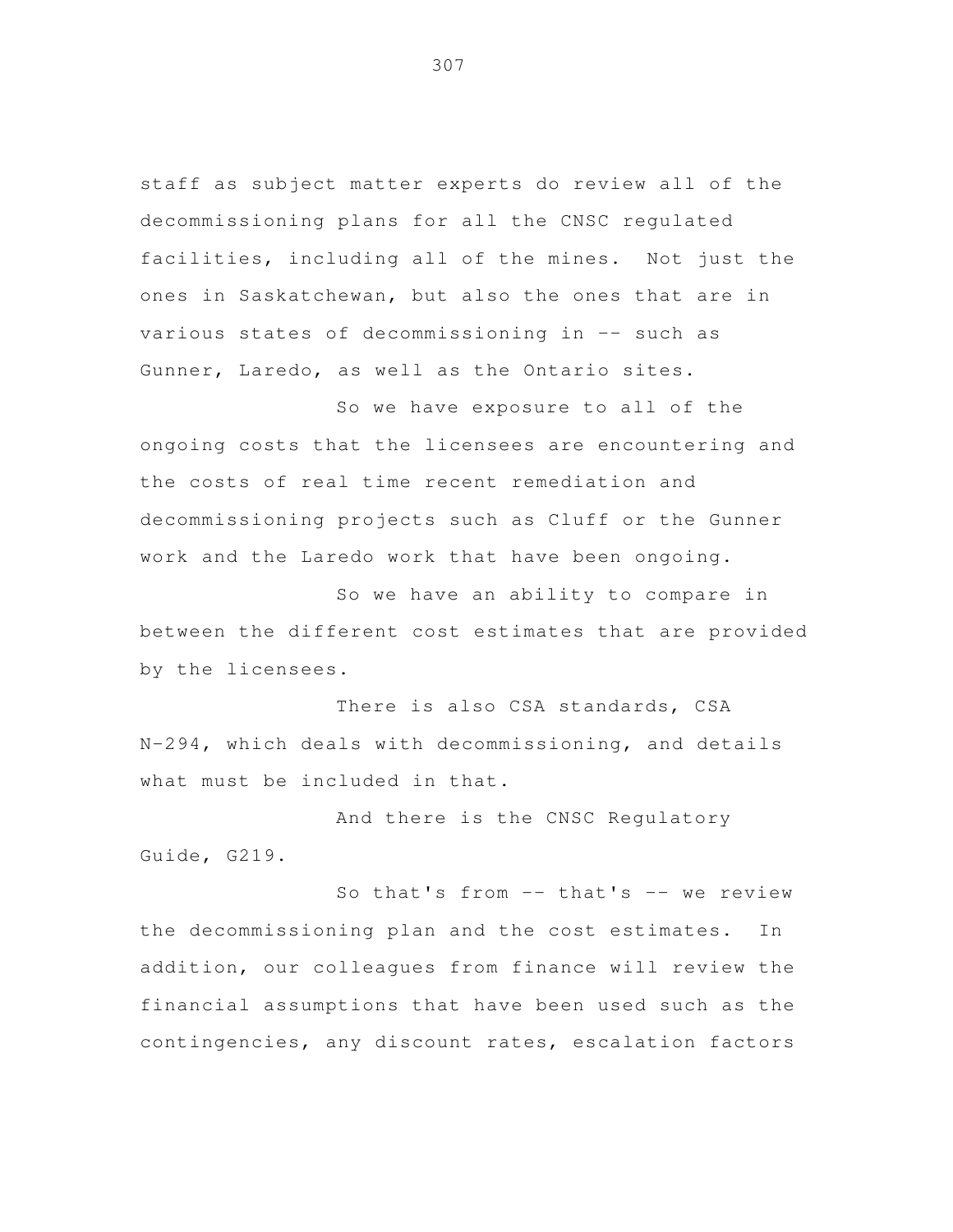staff as subject matter experts do review all of the decommissioning plans for all the CNSC regulated facilities, including all of the mines. Not just the ones in Saskatchewan, but also the ones that are in various states of decommissioning in -- such as Gunner, Laredo, as well as the Ontario sites.

So we have exposure to all of the ongoing costs that the licensees are encountering and the costs of real time recent remediation and decommissioning projects such as Cluff or the Gunner work and the Laredo work that have been ongoing.

So we have an ability to compare in between the different cost estimates that are provided by the licensees.

There is also CSA standards, CSA N-294, which deals with decommissioning, and details what must be included in that.

And there is the CNSC Regulatory Guide, G219.

So that's from -- that's -- we review the decommissioning plan and the cost estimates. In addition, our colleagues from finance will review the financial assumptions that have been used such as the contingencies, any discount rates, escalation factors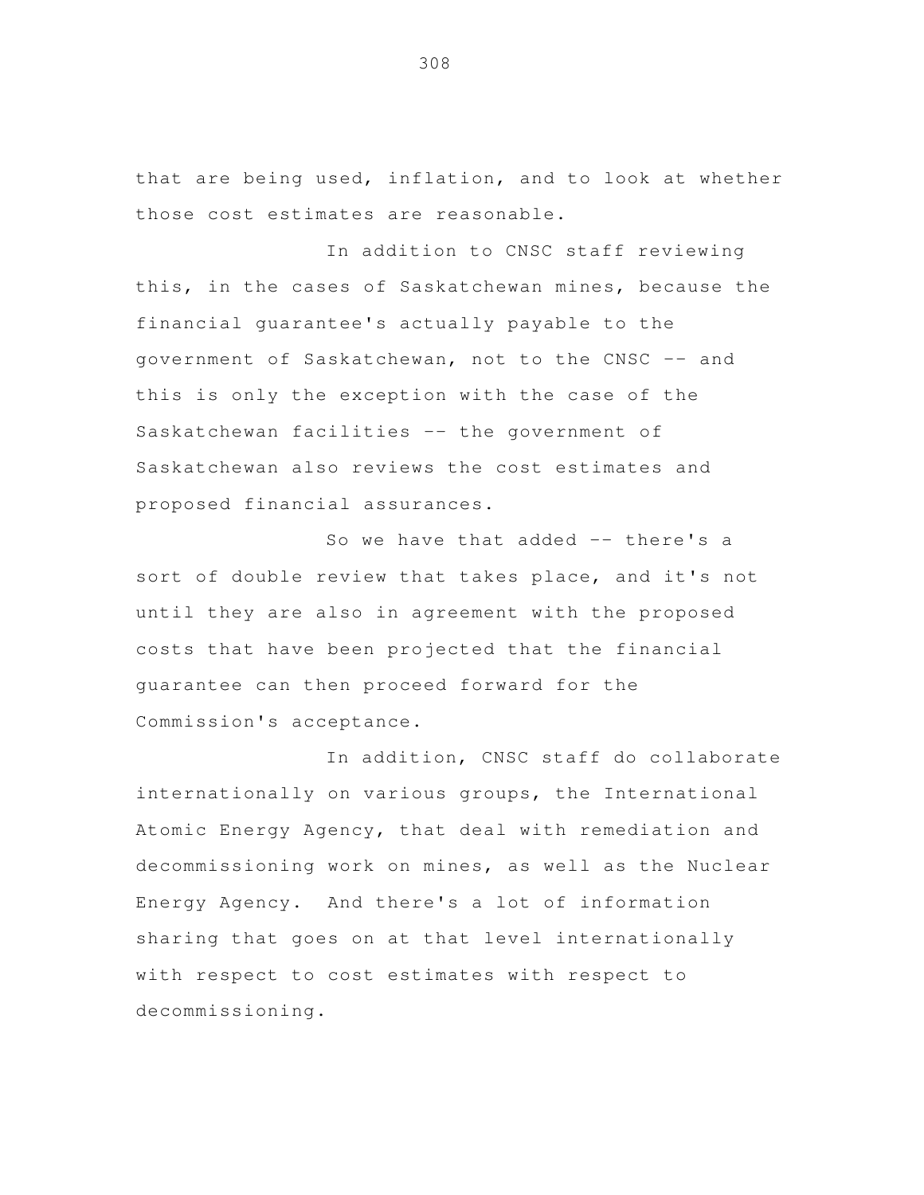that are being used, inflation, and to look at whether those cost estimates are reasonable.

In addition to CNSC staff reviewing this, in the cases of Saskatchewan mines, because the financial guarantee's actually payable to the government of Saskatchewan, not to the CNSC -- and this is only the exception with the case of the Saskatchewan facilities -- the government of Saskatchewan also reviews the cost estimates and proposed financial assurances.

So we have that added -- there's a sort of double review that takes place, and it's not until they are also in agreement with the proposed costs that have been projected that the financial guarantee can then proceed forward for the Commission's acceptance.

In addition, CNSC staff do collaborate internationally on various groups, the International Atomic Energy Agency, that deal with remediation and decommissioning work on mines, as well as the Nuclear Energy Agency. And there's a lot of information sharing that goes on at that level internationally with respect to cost estimates with respect to decommissioning.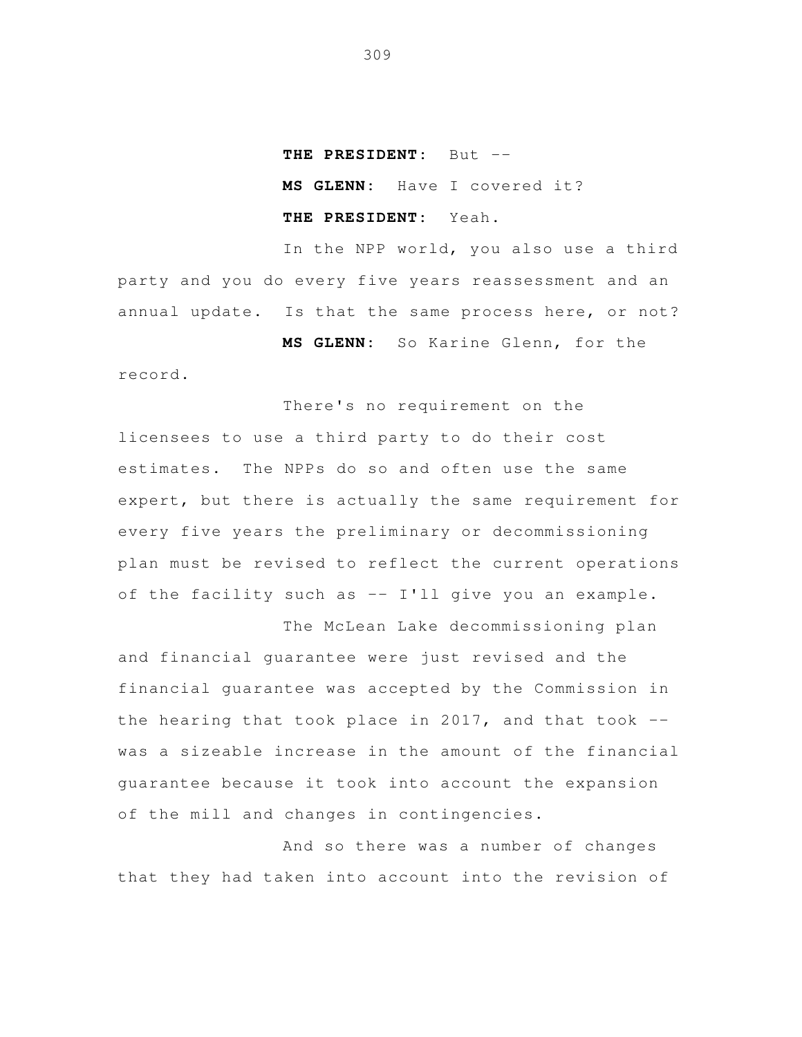**THE PRESIDENT:** But --

**MS GLENN:** Have I covered it?

**THE PRESIDENT:** Yeah.

In the NPP world, you also use a third party and you do every five years reassessment and an annual update. Is that the same process here, or not?

**MS GLENN:** So Karine Glenn, for the record.

There's no requirement on the licensees to use a third party to do their cost estimates. The NPPs do so and often use the same expert, but there is actually the same requirement for every five years the preliminary or decommissioning plan must be revised to reflect the current operations of the facility such as -- I'll give you an example.

The McLean Lake decommissioning plan and financial guarantee were just revised and the financial guarantee was accepted by the Commission in the hearing that took place in 2017, and that took -- was a sizeable increase in the amount of the financial guarantee because it took into account the expansion of the mill and changes in contingencies.

And so there was a number of changes that they had taken into account into the revision of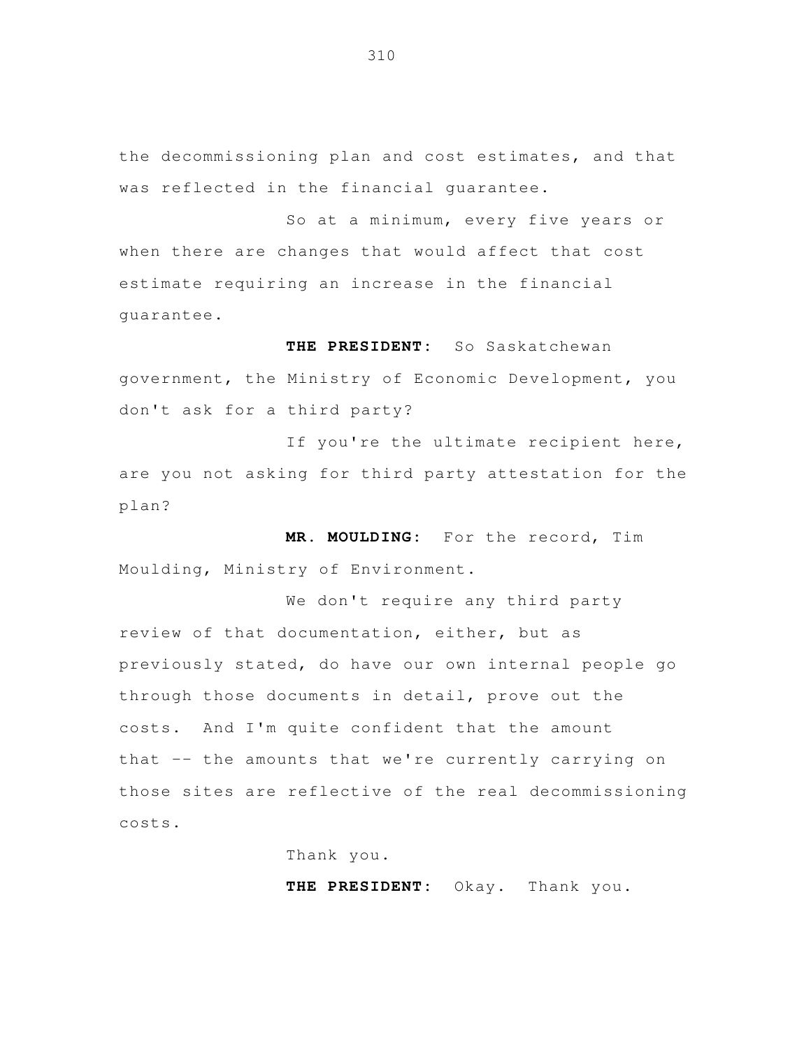the decommissioning plan and cost estimates, and that was reflected in the financial guarantee.

So at a minimum, every five years or when there are changes that would affect that cost estimate requiring an increase in the financial guarantee.

**THE PRESIDENT:** So Saskatchewan government, the Ministry of Economic Development, you don't ask for a third party?

If you're the ultimate recipient here, are you not asking for third party attestation for the plan?

**MR. MOULDING:** For the record, Tim Moulding, Ministry of Environment.

We don't require any third party review of that documentation, either, but as previously stated, do have our own internal people go through those documents in detail, prove out the costs. And I'm quite confident that the amount that -- the amounts that we're currently carrying on those sites are reflective of the real decommissioning costs.

Thank you.

**THE PRESIDENT:** Okay. Thank you.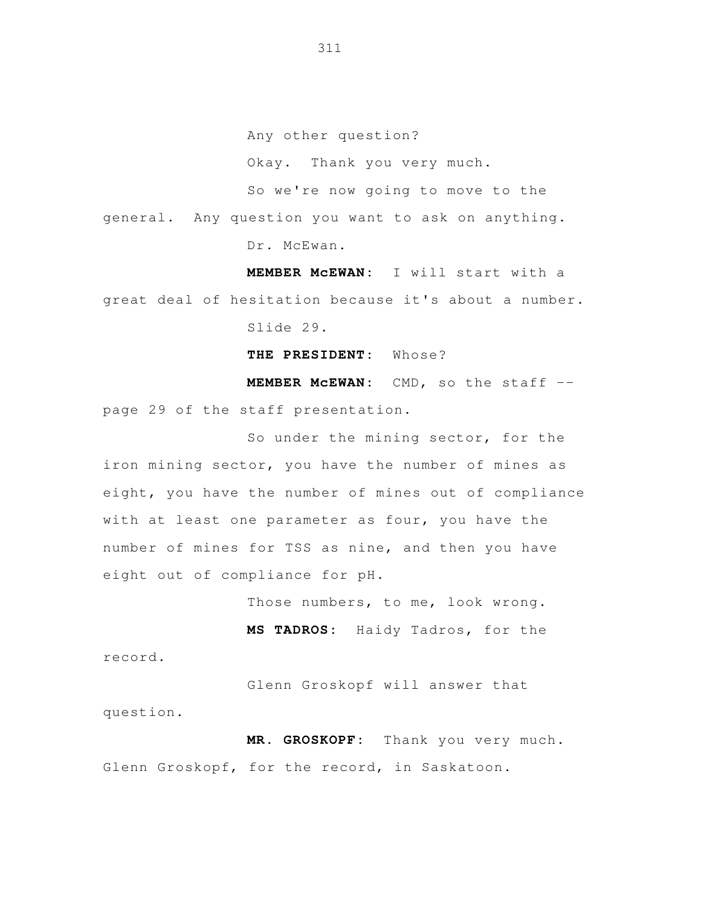Any other question?

Okay. Thank you very much.

So we're now going to move to the general. Any question you want to ask on anything.

Dr. McEwan.

**MEMBER McEWAN:** I will start with a great deal of hesitation because it's about a number.

Slide 29.

**THE PRESIDENT:** Whose?

**MEMBER McEWAN:** CMD, so the staff -- page 29 of the staff presentation.

So under the mining sector, for the iron mining sector, you have the number of mines as eight, you have the number of mines out of compliance with at least one parameter as four, you have the number of mines for TSS as nine, and then you have eight out of compliance for pH.

Those numbers, to me, look wrong.

**MS TADROS:** Haidy Tadros, for the record.

Glenn Groskopf will answer that question.

**MR. GROSKOPF:** Thank you very much. Glenn Groskopf, for the record, in Saskatoon.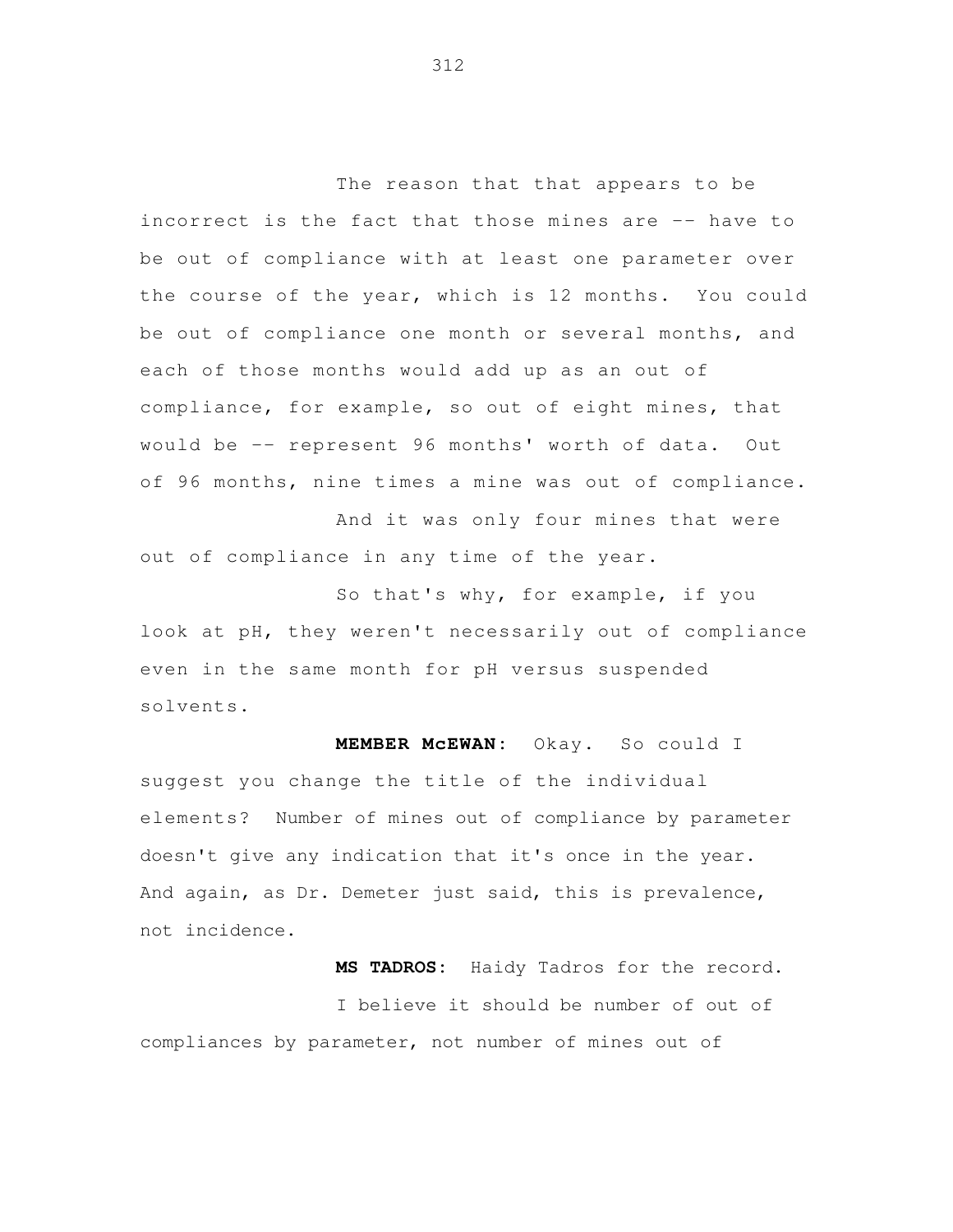The reason that that appears to be incorrect is the fact that those mines are -- have to be out of compliance with at least one parameter over the course of the year, which is 12 months. You could be out of compliance one month or several months, and each of those months would add up as an out of compliance, for example, so out of eight mines, that would be -- represent 96 months' worth of data. Out of 96 months, nine times a mine was out of compliance.

And it was only four mines that were out of compliance in any time of the year.

So that's why, for example, if you look at pH, they weren't necessarily out of compliance even in the same month for pH versus suspended solvents.

**MEMBER McEWAN:** Okay. So could I suggest you change the title of the individual elements? Number of mines out of compliance by parameter doesn't give any indication that it's once in the year. And again, as Dr. Demeter just said, this is prevalence, not incidence.

**MS TADROS:** Haidy Tadros for the record.

I believe it should be number of out of compliances by parameter, not number of mines out of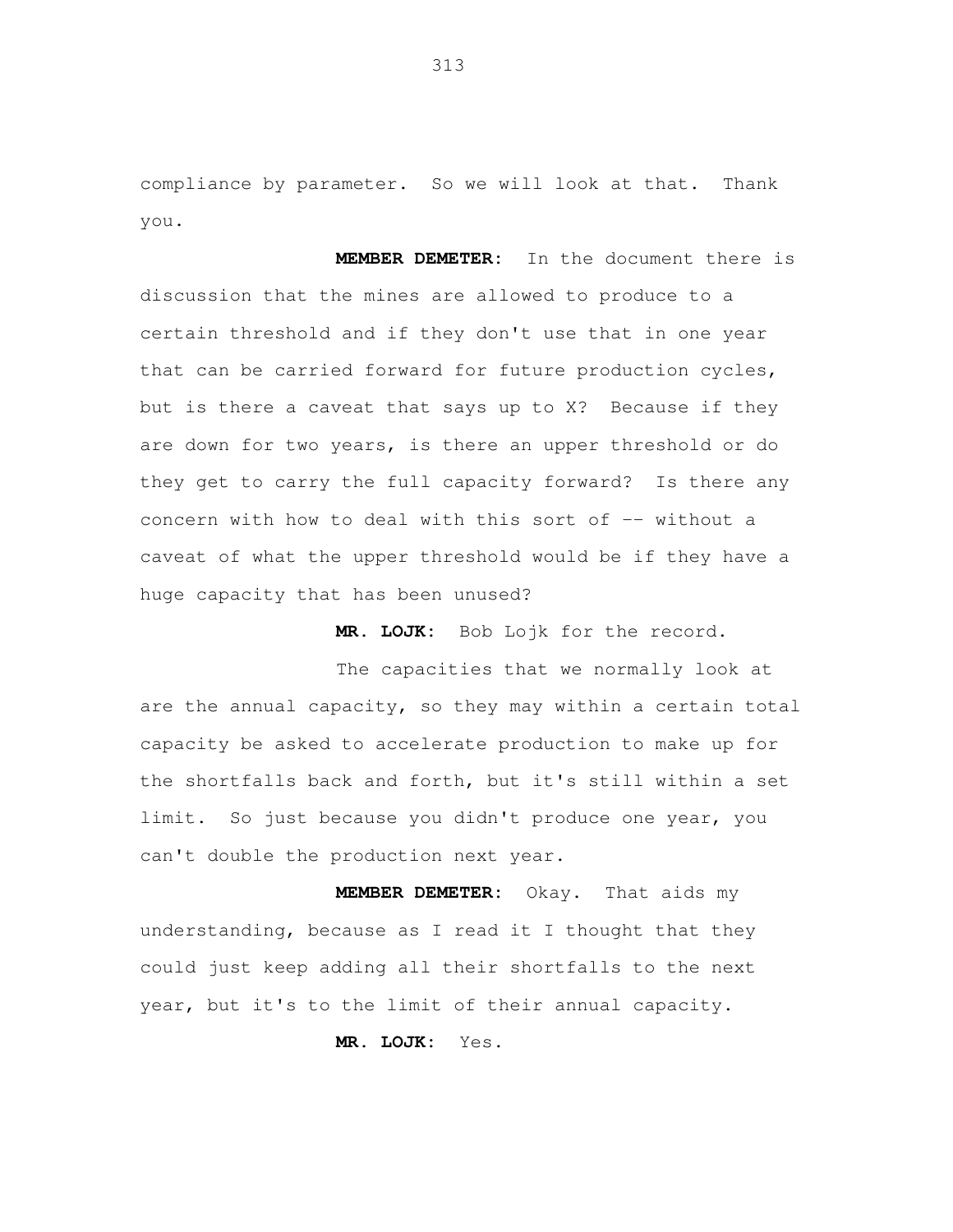compliance by parameter. So we will look at that. Thank you.

**MEMBER DEMETER:** In the document there is discussion that the mines are allowed to produce to a certain threshold and if they don't use that in one year that can be carried forward for future production cycles, but is there a caveat that says up to X? Because if they are down for two years, is there an upper threshold or do they get to carry the full capacity forward? Is there any concern with how to deal with this sort of -- without a caveat of what the upper threshold would be if they have a huge capacity that has been unused?

**MR. LOJK:** Bob Lojk for the record.

The capacities that we normally look at are the annual capacity, so they may within a certain total capacity be asked to accelerate production to make up for the shortfalls back and forth, but it's still within a set limit. So just because you didn't produce one year, you can't double the production next year.

**MEMBER DEMETER:** Okay. That aids my understanding, because as I read it I thought that they could just keep adding all their shortfalls to the next year, but it's to the limit of their annual capacity.

**MR. LOJK:** Yes.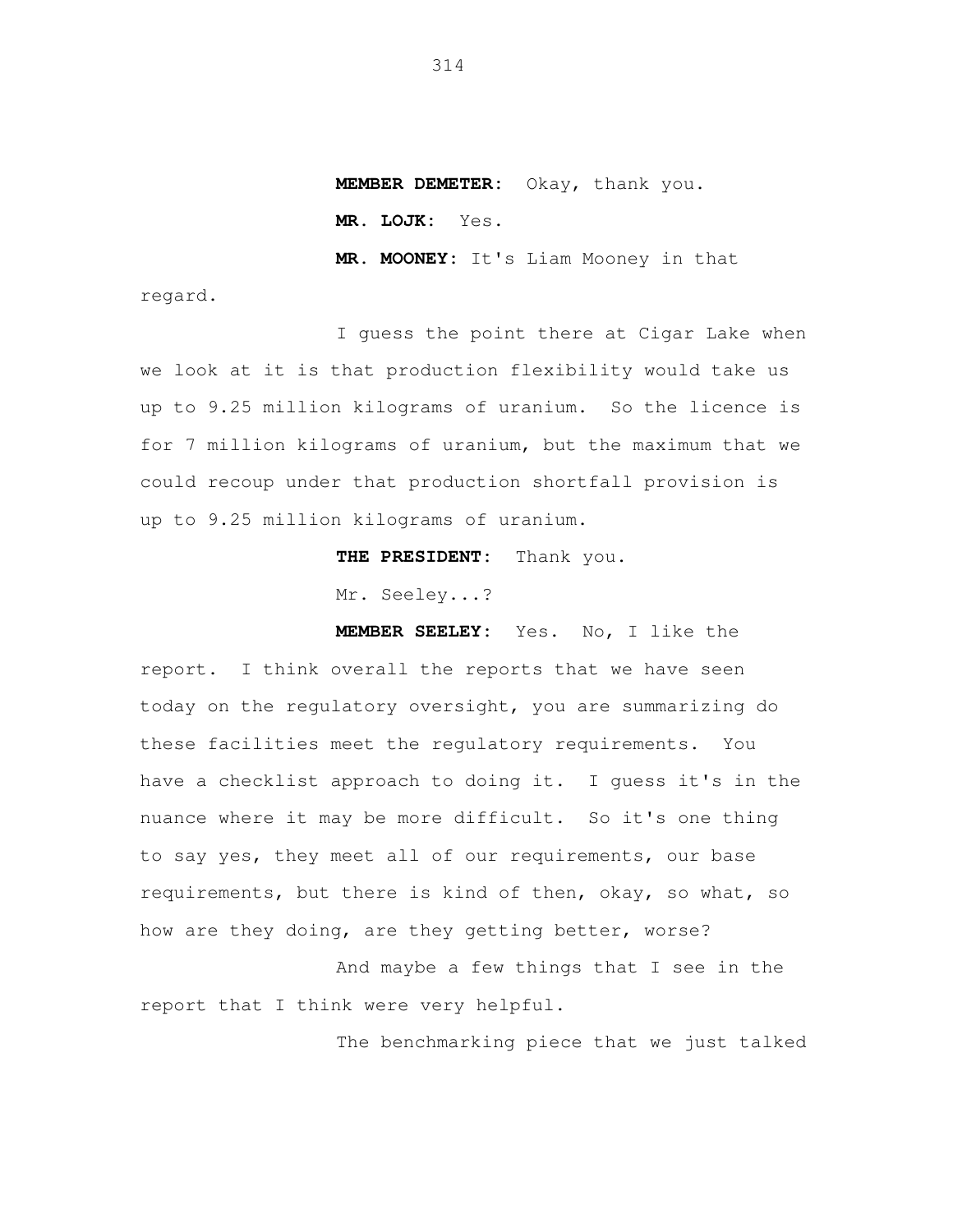**MEMBER DEMETER:** Okay, thank you.

**MR. LOJK:** Yes.

**MR. MOONEY:** It's Liam Mooney in that regard.

I guess the point there at Cigar Lake when we look at it is that production flexibility would take us up to 9.25 million kilograms of uranium. So the licence is for 7 million kilograms of uranium, but the maximum that we could recoup under that production shortfall provision is up to 9.25 million kilograms of uranium.

**THE PRESIDENT:** Thank you.

Mr. Seeley...?

**MEMBER SEELEY:** Yes. No, I like the report. I think overall the reports that we have seen today on the regulatory oversight, you are summarizing do these facilities meet the regulatory requirements. You have a checklist approach to doing it. I guess it's in the nuance where it may be more difficult. So it's one thing to say yes, they meet all of our requirements, our base requirements, but there is kind of then, okay, so what, so how are they doing, are they getting better, worse?

And maybe a few things that I see in the report that I think were very helpful.

The benchmarking piece that we just talked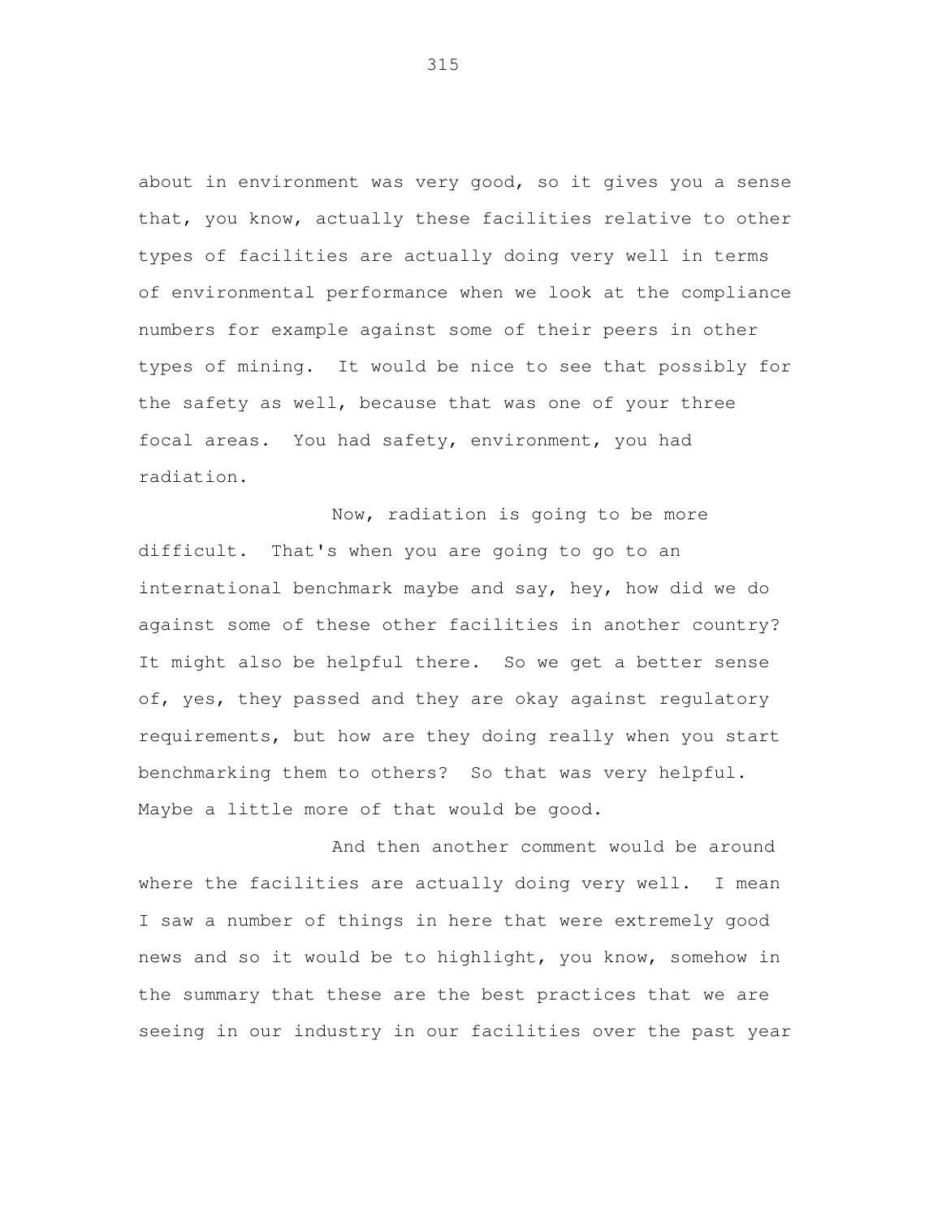about in environment was very good, so it gives you a sense that, you know, actually these facilities relative to other types of facilities are actually doing very well in terms of environmental performance when we look at the compliance numbers for example against some of their peers in other types of mining. It would be nice to see that possibly for the safety as well, because that was one of your three focal areas. You had safety, environment, you had radiation.

Now, radiation is going to be more difficult. That's when you are going to go to an international benchmark maybe and say, hey, how did we do against some of these other facilities in another country? It might also be helpful there. So we get a better sense of, yes, they passed and they are okay against regulatory requirements, but how are they doing really when you start benchmarking them to others? So that was very helpful. Maybe a little more of that would be good.

And then another comment would be around where the facilities are actually doing very well. I mean I saw a number of things in here that were extremely good news and so it would be to highlight, you know, somehow in the summary that these are the best practices that we are seeing in our industry in our facilities over the past year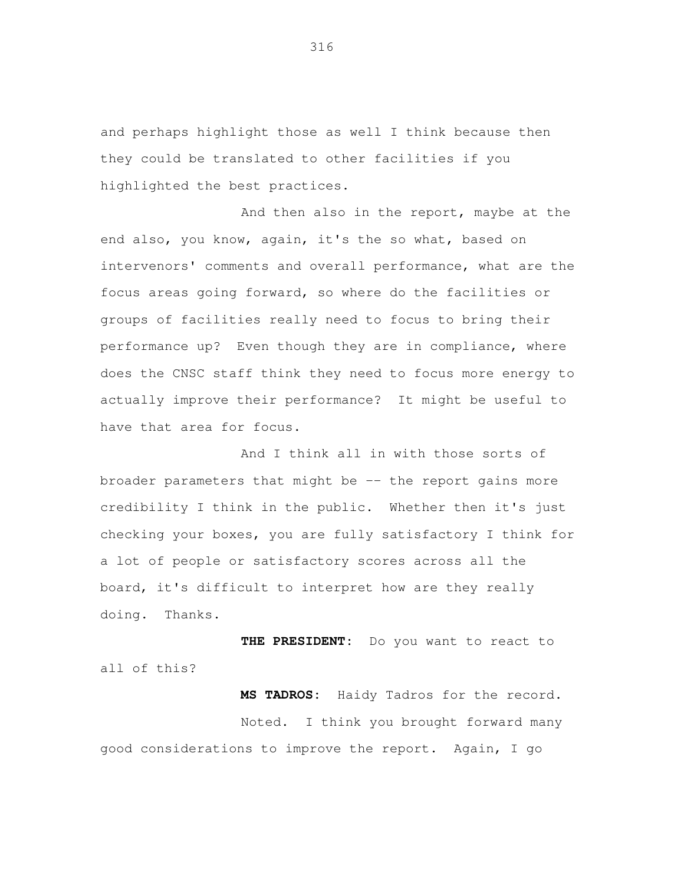and perhaps highlight those as well I think because then they could be translated to other facilities if you highlighted the best practices.

And then also in the report, maybe at the end also, you know, again, it's the so what, based on intervenors' comments and overall performance, what are the focus areas going forward, so where do the facilities or groups of facilities really need to focus to bring their performance up? Even though they are in compliance, where does the CNSC staff think they need to focus more energy to actually improve their performance? It might be useful to have that area for focus.

And I think all in with those sorts of broader parameters that might be -- the report gains more credibility I think in the public. Whether then it's just checking your boxes, you are fully satisfactory I think for a lot of people or satisfactory scores across all the board, it's difficult to interpret how are they really doing. Thanks.

**THE PRESIDENT:** Do you want to react to all of this?

**MS TADROS:** Haidy Tadros for the record.

Noted. I think you brought forward many good considerations to improve the report. Again, I go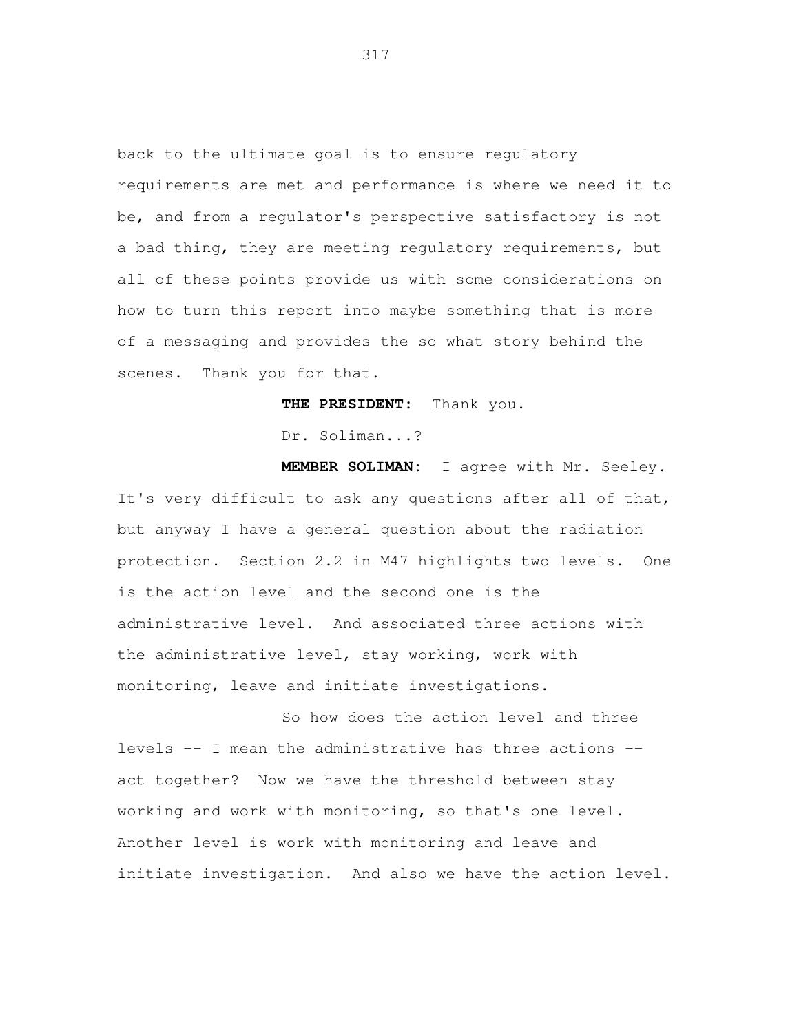back to the ultimate goal is to ensure regulatory requirements are met and performance is where we need it to be, and from a regulator's perspective satisfactory is not a bad thing, they are meeting regulatory requirements, but all of these points provide us with some considerations on how to turn this report into maybe something that is more of a messaging and provides the so what story behind the scenes. Thank you for that.

**THE PRESIDENT:** Thank you.

Dr. Soliman...?

**MEMBER SOLIMAN:** I agree with Mr. Seeley. It's very difficult to ask any questions after all of that, but anyway I have a general question about the radiation protection. Section 2.2 in M47 highlights two levels. One is the action level and the second one is the administrative level. And associated three actions with the administrative level, stay working, work with monitoring, leave and initiate investigations.

So how does the action level and three levels -- I mean the administrative has three actions -- act together? Now we have the threshold between stay working and work with monitoring, so that's one level. Another level is work with monitoring and leave and initiate investigation. And also we have the action level.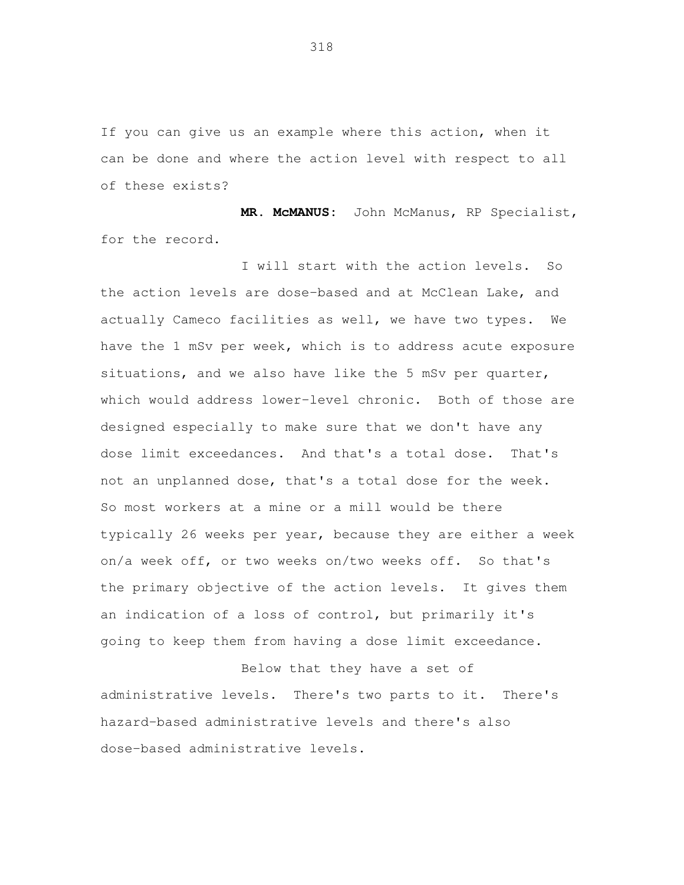If you can give us an example where this action, when it can be done and where the action level with respect to all of these exists?

**MR. McMANUS:** John McManus, RP Specialist, for the record.

I will start with the action levels. So the action levels are dose-based and at McClean Lake, and actually Cameco facilities as well, we have two types. We have the 1 mSv per week, which is to address acute exposure situations, and we also have like the 5 mSv per quarter, which would address lower-level chronic. Both of those are designed especially to make sure that we don't have any dose limit exceedances. And that's a total dose. That's not an unplanned dose, that's a total dose for the week. So most workers at a mine or a mill would be there typically 26 weeks per year, because they are either a week on/a week off, or two weeks on/two weeks off. So that's the primary objective of the action levels. It gives them an indication of a loss of control, but primarily it's going to keep them from having a dose limit exceedance.

Below that they have a set of administrative levels. There's two parts to it. There's hazard-based administrative levels and there's also dose-based administrative levels.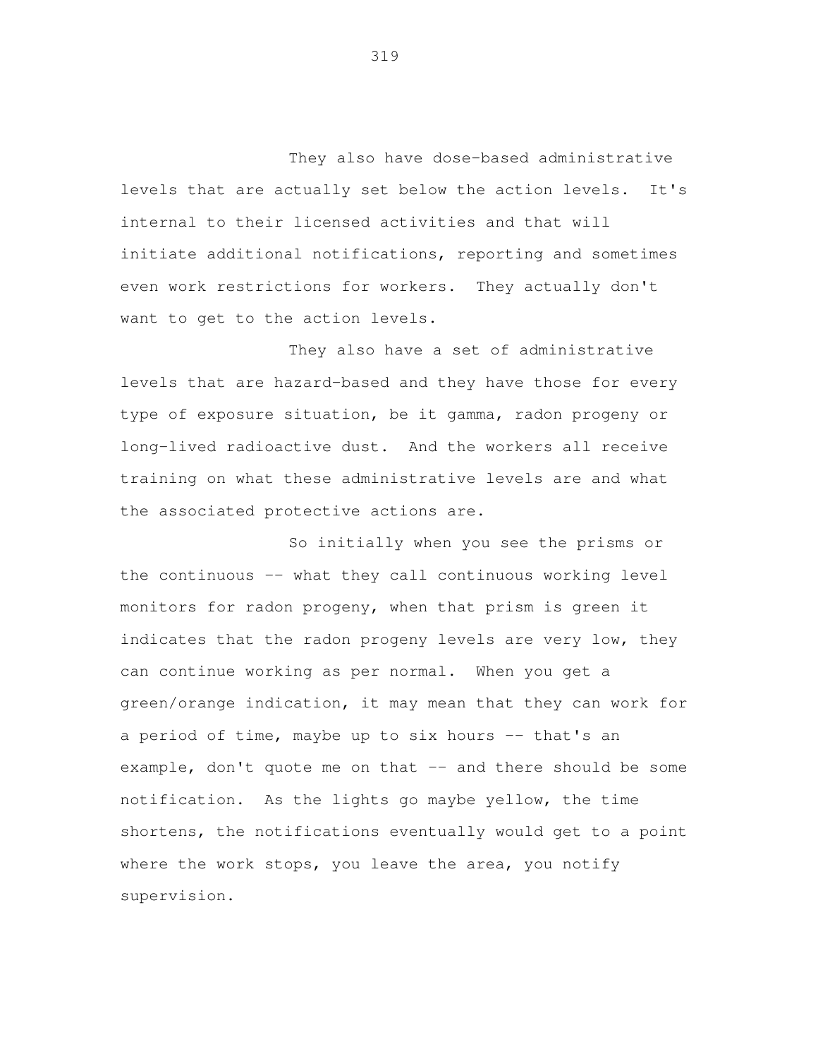They also have dose-based administrative levels that are actually set below the action levels. It's internal to their licensed activities and that will initiate additional notifications, reporting and sometimes even work restrictions for workers. They actually don't want to get to the action levels.

They also have a set of administrative levels that are hazard-based and they have those for every type of exposure situation, be it gamma, radon progeny or long-lived radioactive dust. And the workers all receive training on what these administrative levels are and what the associated protective actions are.

So initially when you see the prisms or the continuous -- what they call continuous working level monitors for radon progeny, when that prism is green it indicates that the radon progeny levels are very low, they can continue working as per normal. When you get a green/orange indication, it may mean that they can work for a period of time, maybe up to six hours -- that's an example, don't quote me on that -- and there should be some notification. As the lights go maybe yellow, the time shortens, the notifications eventually would get to a point where the work stops, you leave the area, you notify supervision.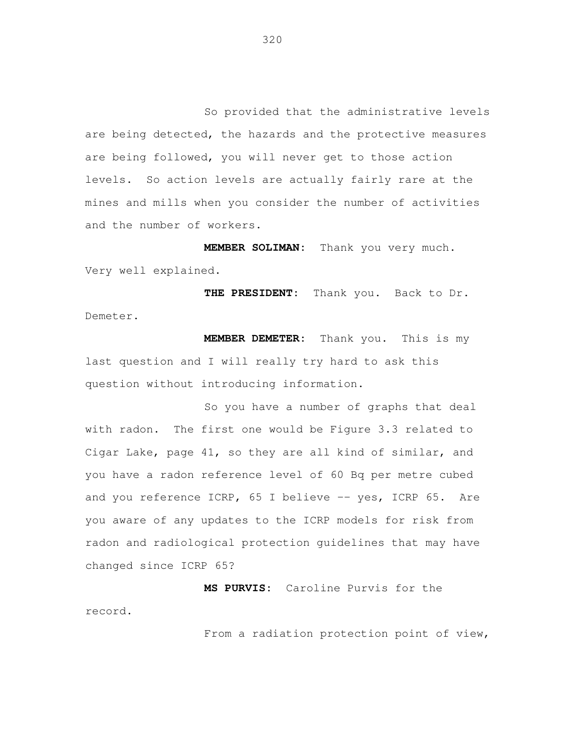So provided that the administrative levels are being detected, the hazards and the protective measures are being followed, you will never get to those action levels. So action levels are actually fairly rare at the mines and mills when you consider the number of activities and the number of workers.

**MEMBER SOLIMAN:** Thank you very much. Very well explained.

**THE PRESIDENT:** Thank you. Back to Dr. Demeter.

**MEMBER DEMETER:** Thank you. This is my last question and I will really try hard to ask this question without introducing information.

So you have a number of graphs that deal with radon. The first one would be Figure 3.3 related to Cigar Lake, page 41, so they are all kind of similar, and you have a radon reference level of 60 Bq per metre cubed and you reference ICRP, 65 I believe -- yes, ICRP 65. Are you aware of any updates to the ICRP models for risk from radon and radiological protection guidelines that may have changed since ICRP 65?

**MS PURVIS:** Caroline Purvis for the record.

From a radiation protection point of view,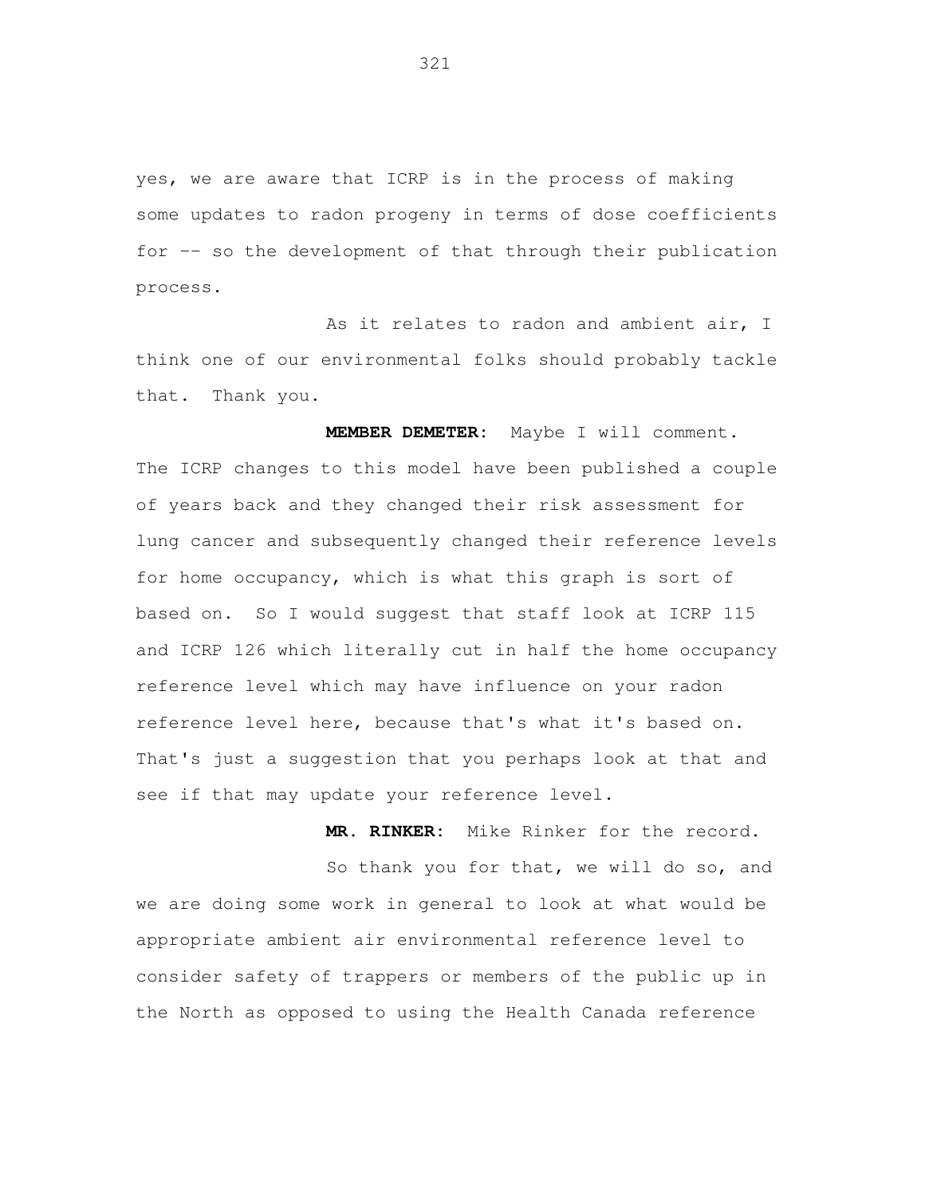yes, we are aware that ICRP is in the process of making some updates to radon progeny in terms of dose coefficients for -- so the development of that through their publication process.

As it relates to radon and ambient air, I think one of our environmental folks should probably tackle that. Thank you.

**MEMBER DEMETER:** Maybe I will comment. The ICRP changes to this model have been published a couple of years back and they changed their risk assessment for lung cancer and subsequently changed their reference levels for home occupancy, which is what this graph is sort of based on. So I would suggest that staff look at ICRP 115 and ICRP 126 which literally cut in half the home occupancy reference level which may have influence on your radon reference level here, because that's what it's based on. That's just a suggestion that you perhaps look at that and see if that may update your reference level.

**MR. RINKER:** Mike Rinker for the record.

So thank you for that, we will do so, and we are doing some work in general to look at what would be appropriate ambient air environmental reference level to consider safety of trappers or members of the public up in the North as opposed to using the Health Canada reference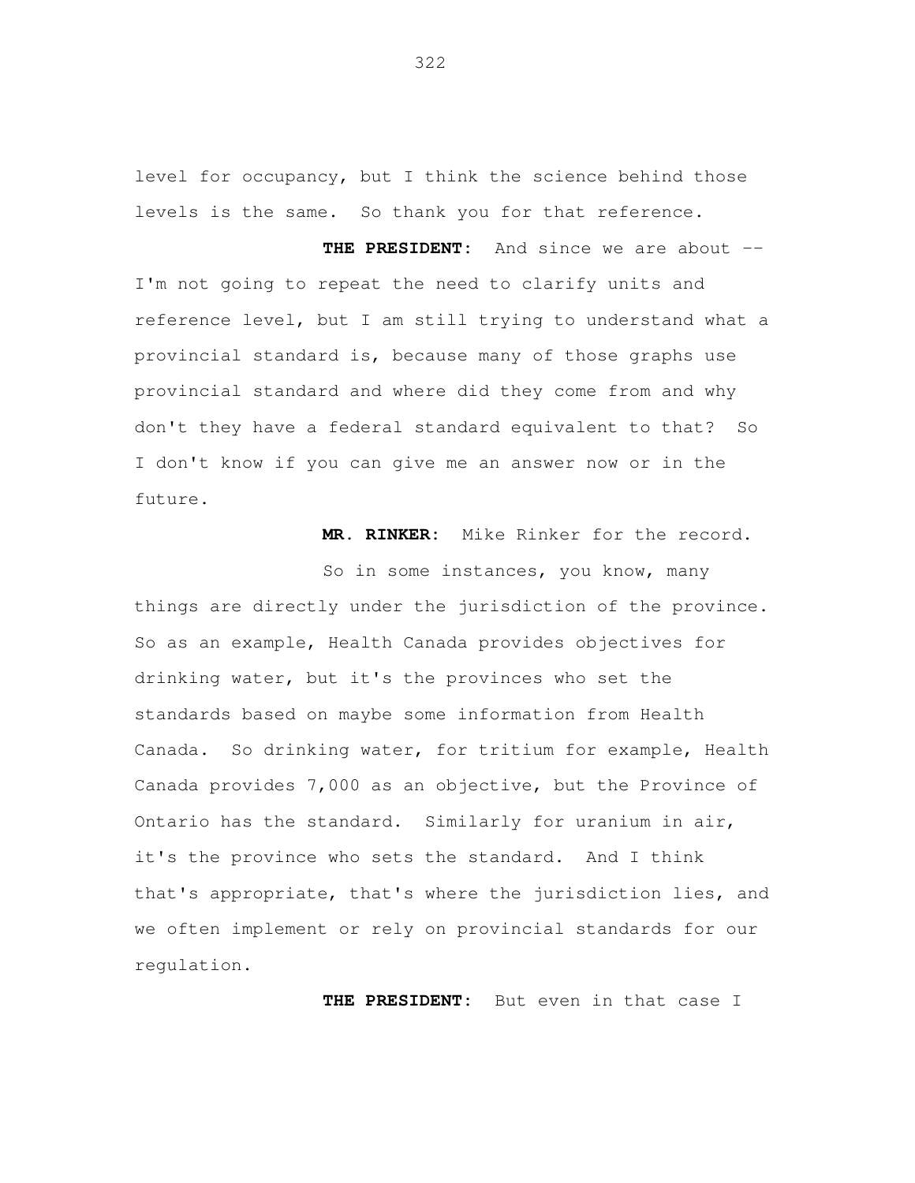level for occupancy, but I think the science behind those levels is the same. So thank you for that reference.

**THE PRESIDENT:** And since we are about -- I'm not going to repeat the need to clarify units and reference level, but I am still trying to understand what a provincial standard is, because many of those graphs use provincial standard and where did they come from and why don't they have a federal standard equivalent to that? So I don't know if you can give me an answer now or in the future.

**MR. RINKER:** Mike Rinker for the record.

So in some instances, you know, many things are directly under the jurisdiction of the province. So as an example, Health Canada provides objectives for drinking water, but it's the provinces who set the standards based on maybe some information from Health Canada. So drinking water, for tritium for example, Health Canada provides 7,000 as an objective, but the Province of Ontario has the standard. Similarly for uranium in air, it's the province who sets the standard. And I think that's appropriate, that's where the jurisdiction lies, and we often implement or rely on provincial standards for our regulation.

**THE PRESIDENT:** But even in that case I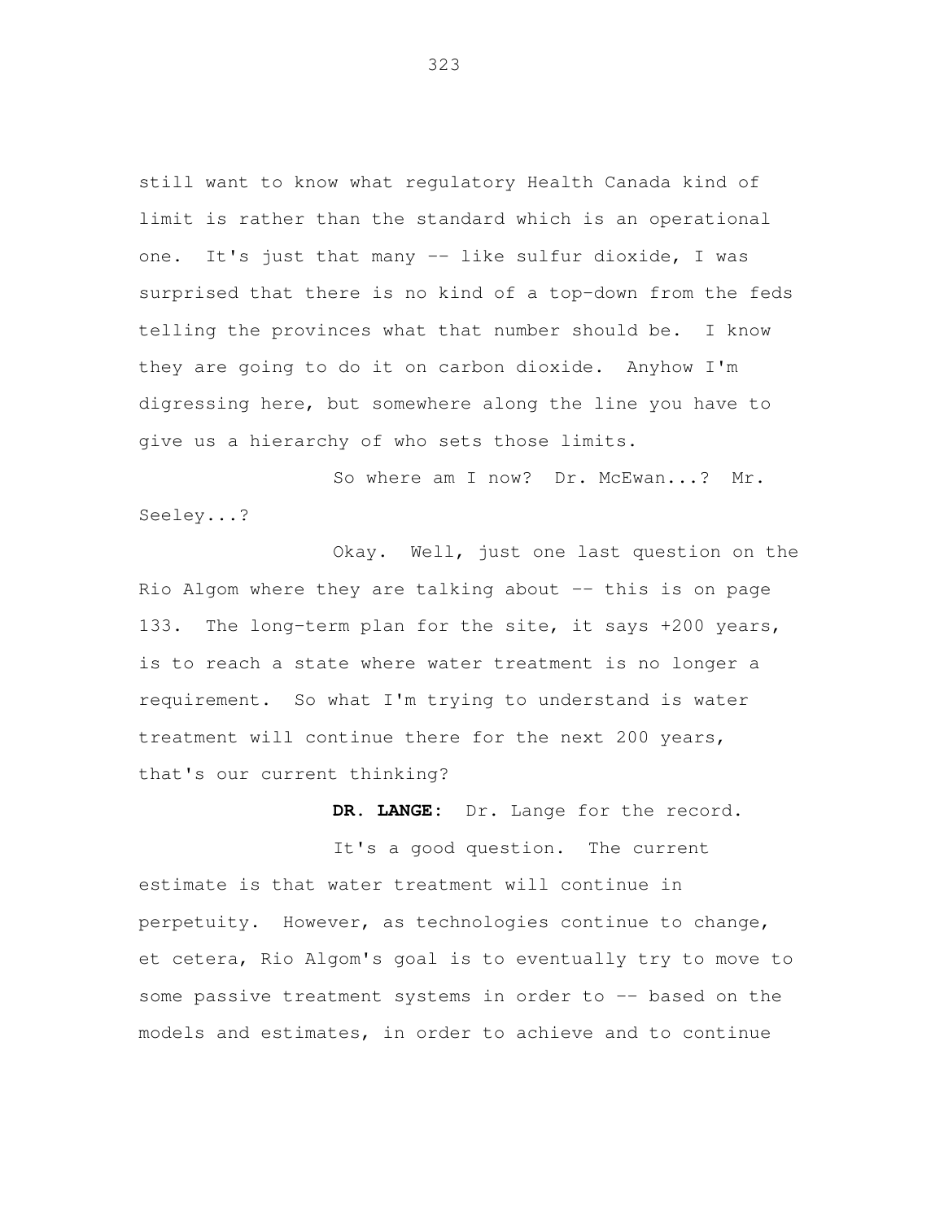still want to know what regulatory Health Canada kind of limit is rather than the standard which is an operational one. It's just that many -- like sulfur dioxide, I was surprised that there is no kind of a top-down from the feds telling the provinces what that number should be. I know they are going to do it on carbon dioxide. Anyhow I'm digressing here, but somewhere along the line you have to give us a hierarchy of who sets those limits.

So where am I now? Dr. McEwan...? Mr. Seeley...?

Okay. Well, just one last question on the Rio Algom where they are talking about -- this is on page 133. The long-term plan for the site, it says +200 years, is to reach a state where water treatment is no longer a requirement. So what I'm trying to understand is water treatment will continue there for the next 200 years, that's our current thinking?

**DR. LANGE:** Dr. Lange for the record.

It's a good question. The current estimate is that water treatment will continue in perpetuity. However, as technologies continue to change, et cetera, Rio Algom's goal is to eventually try to move to some passive treatment systems in order to -- based on the models and estimates, in order to achieve and to continue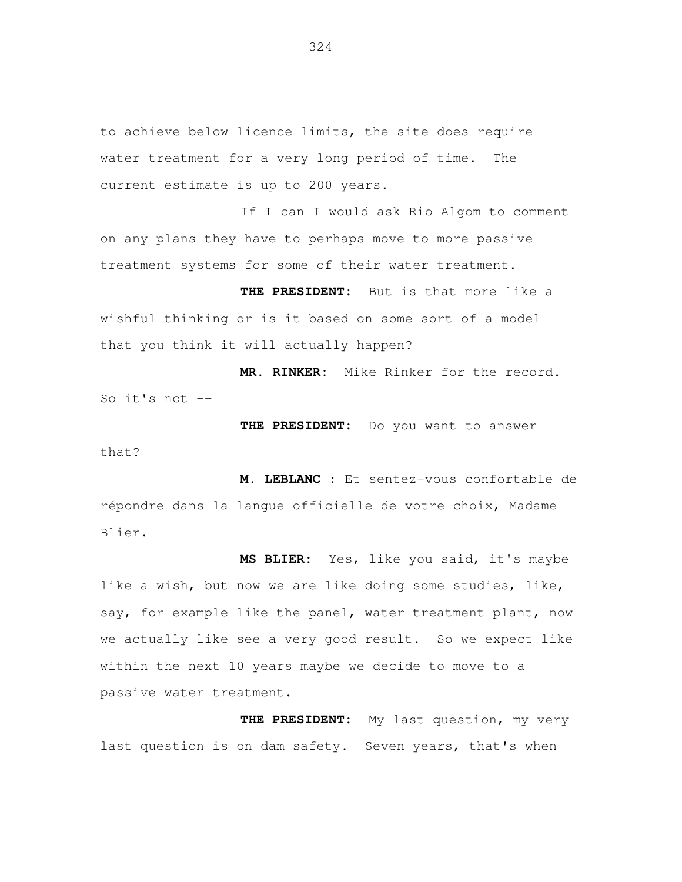to achieve below licence limits, the site does require water treatment for a very long period of time. The current estimate is up to 200 years.

If I can I would ask Rio Algom to comment on any plans they have to perhaps move to more passive treatment systems for some of their water treatment.

**THE PRESIDENT:** But is that more like a wishful thinking or is it based on some sort of a model that you think it will actually happen?

**MR. RINKER:** Mike Rinker for the record. So it's not --

**THE PRESIDENT:** Do you want to answer that?

**M. LEBLANC :** Et sentez-vous confortable de répondre dans la langue officielle de votre choix, Madame Blier.

**MS BLIER:** Yes, like you said, it's maybe like a wish, but now we are like doing some studies, like, say, for example like the panel, water treatment plant, now we actually like see a very good result. So we expect like within the next 10 years maybe we decide to move to a passive water treatment.

**THE PRESIDENT:** My last question, my very last question is on dam safety. Seven years, that's when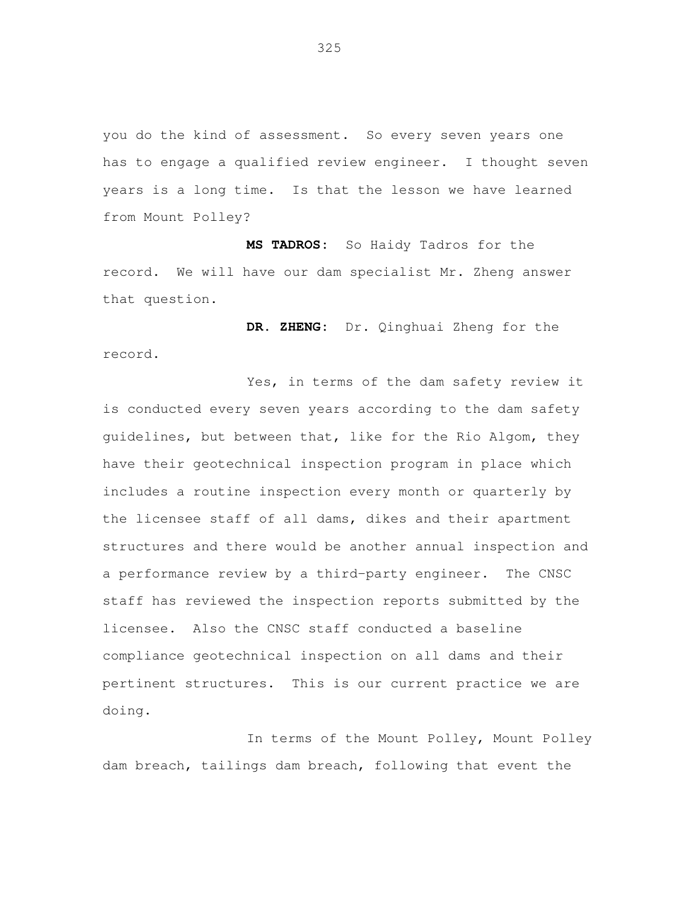you do the kind of assessment. So every seven years one has to engage a qualified review engineer. I thought seven years is a long time. Is that the lesson we have learned from Mount Polley?

**MS TADROS:** So Haidy Tadros for the record. We will have our dam specialist Mr. Zheng answer that question.

**DR. ZHENG:** Dr. Qinghuai Zheng for the record.

Yes, in terms of the dam safety review it is conducted every seven years according to the dam safety guidelines, but between that, like for the Rio Algom, they have their geotechnical inspection program in place which includes a routine inspection every month or quarterly by the licensee staff of all dams, dikes and their apartment structures and there would be another annual inspection and a performance review by a third-party engineer. The CNSC staff has reviewed the inspection reports submitted by the licensee. Also the CNSC staff conducted a baseline compliance geotechnical inspection on all dams and their pertinent structures. This is our current practice we are doing.

In terms of the Mount Polley, Mount Polley dam breach, tailings dam breach, following that event the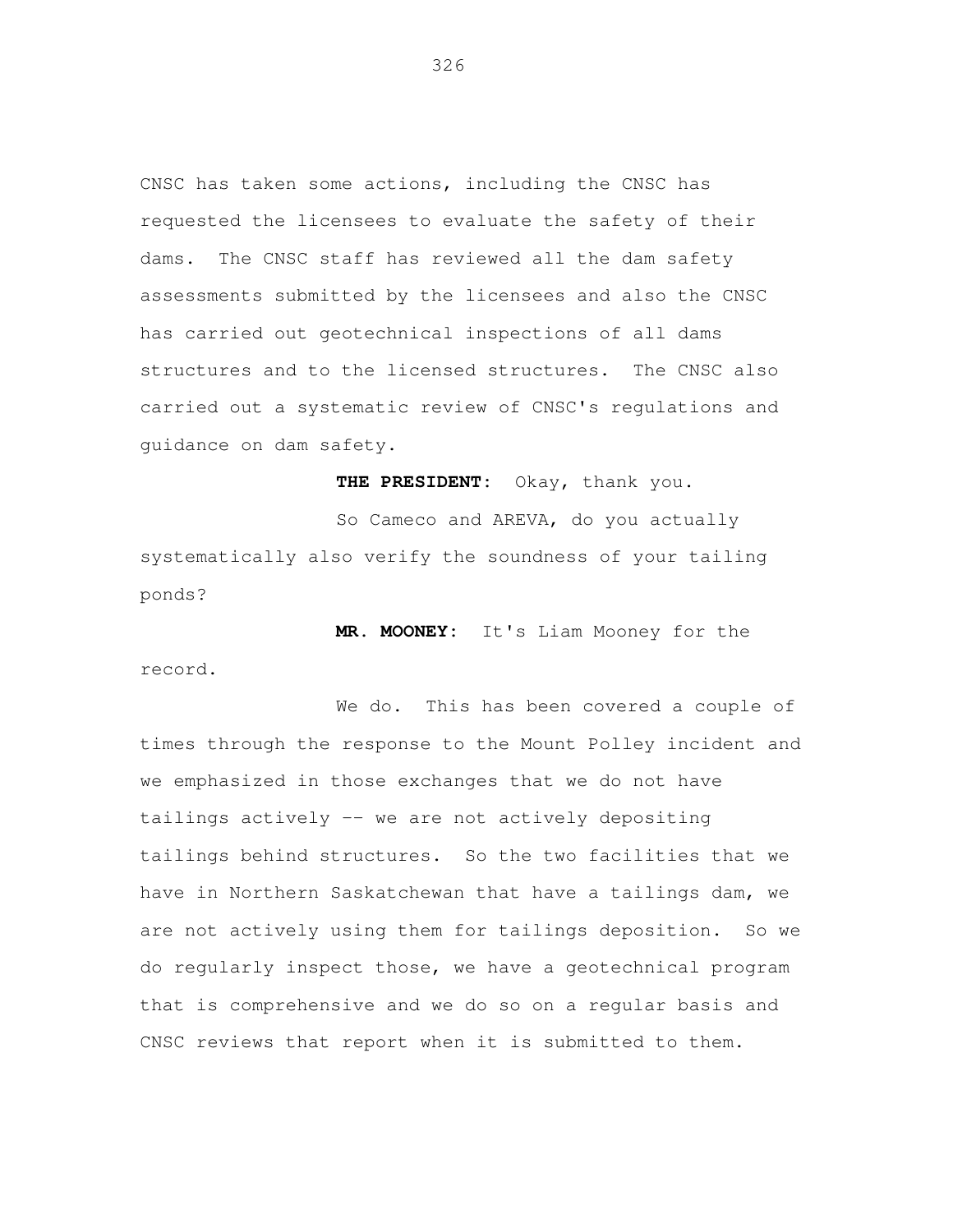CNSC has taken some actions, including the CNSC has requested the licensees to evaluate the safety of their dams. The CNSC staff has reviewed all the dam safety assessments submitted by the licensees and also the CNSC has carried out geotechnical inspections of all dams structures and to the licensed structures. The CNSC also carried out a systematic review of CNSC's regulations and guidance on dam safety.

**THE PRESIDENT:** Okay, thank you.

So Cameco and AREVA, do you actually systematically also verify the soundness of your tailing ponds?

**MR. MOONEY:** It's Liam Mooney for the record.

We do. This has been covered a couple of times through the response to the Mount Polley incident and we emphasized in those exchanges that we do not have tailings actively -- we are not actively depositing tailings behind structures. So the two facilities that we have in Northern Saskatchewan that have a tailings dam, we are not actively using them for tailings deposition. So we do regularly inspect those, we have a geotechnical program that is comprehensive and we do so on a regular basis and CNSC reviews that report when it is submitted to them.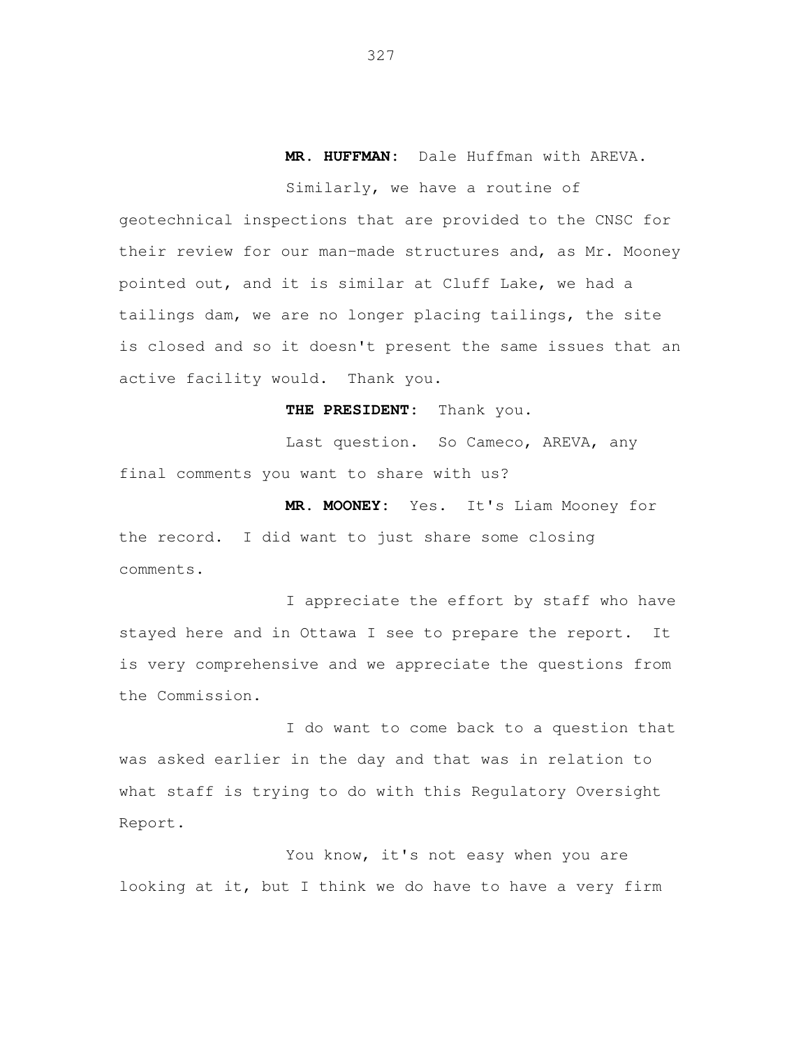**MR. HUFFMAN:** Dale Huffman with AREVA.

Similarly, we have a routine of geotechnical inspections that are provided to the CNSC for their review for our man-made structures and, as Mr. Mooney pointed out, and it is similar at Cluff Lake, we had a tailings dam, we are no longer placing tailings, the site is closed and so it doesn't present the same issues that an active facility would. Thank you.

**THE PRESIDENT:** Thank you.

Last question. So Cameco, AREVA, any final comments you want to share with us?

**MR. MOONEY:** Yes. It's Liam Mooney for the record. I did want to just share some closing comments.

I appreciate the effort by staff who have stayed here and in Ottawa I see to prepare the report. It is very comprehensive and we appreciate the questions from the Commission.

I do want to come back to a question that was asked earlier in the day and that was in relation to what staff is trying to do with this Regulatory Oversight Report.

You know, it's not easy when you are looking at it, but I think we do have to have a very firm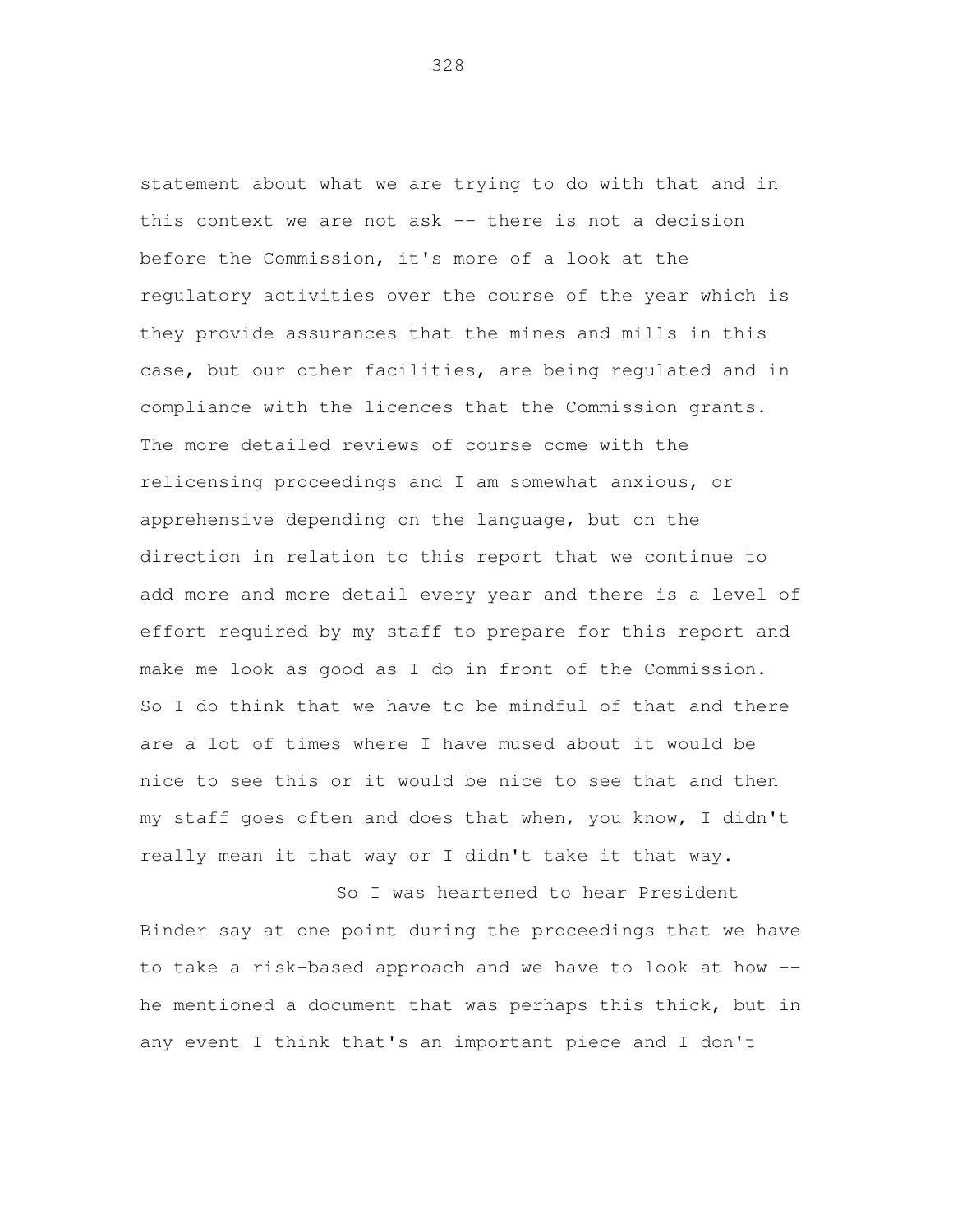statement about what we are trying to do with that and in this context we are not ask -- there is not a decision before the Commission, it's more of a look at the regulatory activities over the course of the year which is they provide assurances that the mines and mills in this case, but our other facilities, are being regulated and in compliance with the licences that the Commission grants. The more detailed reviews of course come with the relicensing proceedings and I am somewhat anxious, or apprehensive depending on the language, but on the direction in relation to this report that we continue to add more and more detail every year and there is a level of effort required by my staff to prepare for this report and make me look as good as I do in front of the Commission. So I do think that we have to be mindful of that and there are a lot of times where I have mused about it would be nice to see this or it would be nice to see that and then my staff goes often and does that when, you know, I didn't really mean it that way or I didn't take it that way.

So I was heartened to hear President Binder say at one point during the proceedings that we have to take a risk-based approach and we have to look at how -- he mentioned a document that was perhaps this thick, but in any event I think that's an important piece and I don't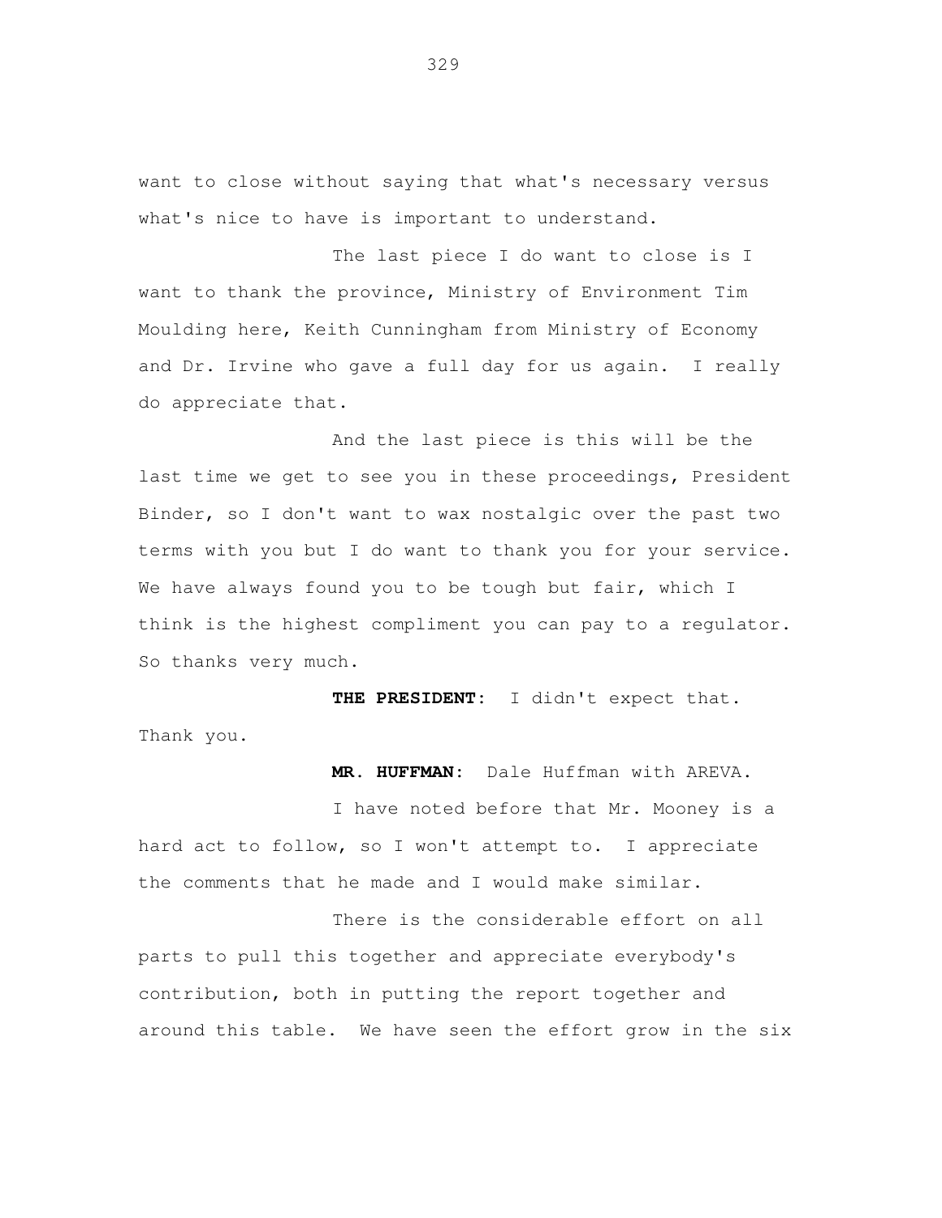want to close without saying that what's necessary versus what's nice to have is important to understand.

The last piece I do want to close is I want to thank the province, Ministry of Environment Tim Moulding here, Keith Cunningham from Ministry of Economy and Dr. Irvine who gave a full day for us again. I really do appreciate that.

And the last piece is this will be the last time we get to see you in these proceedings, President Binder, so I don't want to wax nostalgic over the past two terms with you but I do want to thank you for your service. We have always found you to be tough but fair, which I think is the highest compliment you can pay to a regulator. So thanks very much.

**THE PRESIDENT:** I didn't expect that. Thank you.

**MR. HUFFMAN:** Dale Huffman with AREVA.

I have noted before that Mr. Mooney is a hard act to follow, so I won't attempt to. I appreciate the comments that he made and I would make similar.

There is the considerable effort on all parts to pull this together and appreciate everybody's contribution, both in putting the report together and around this table. We have seen the effort grow in the six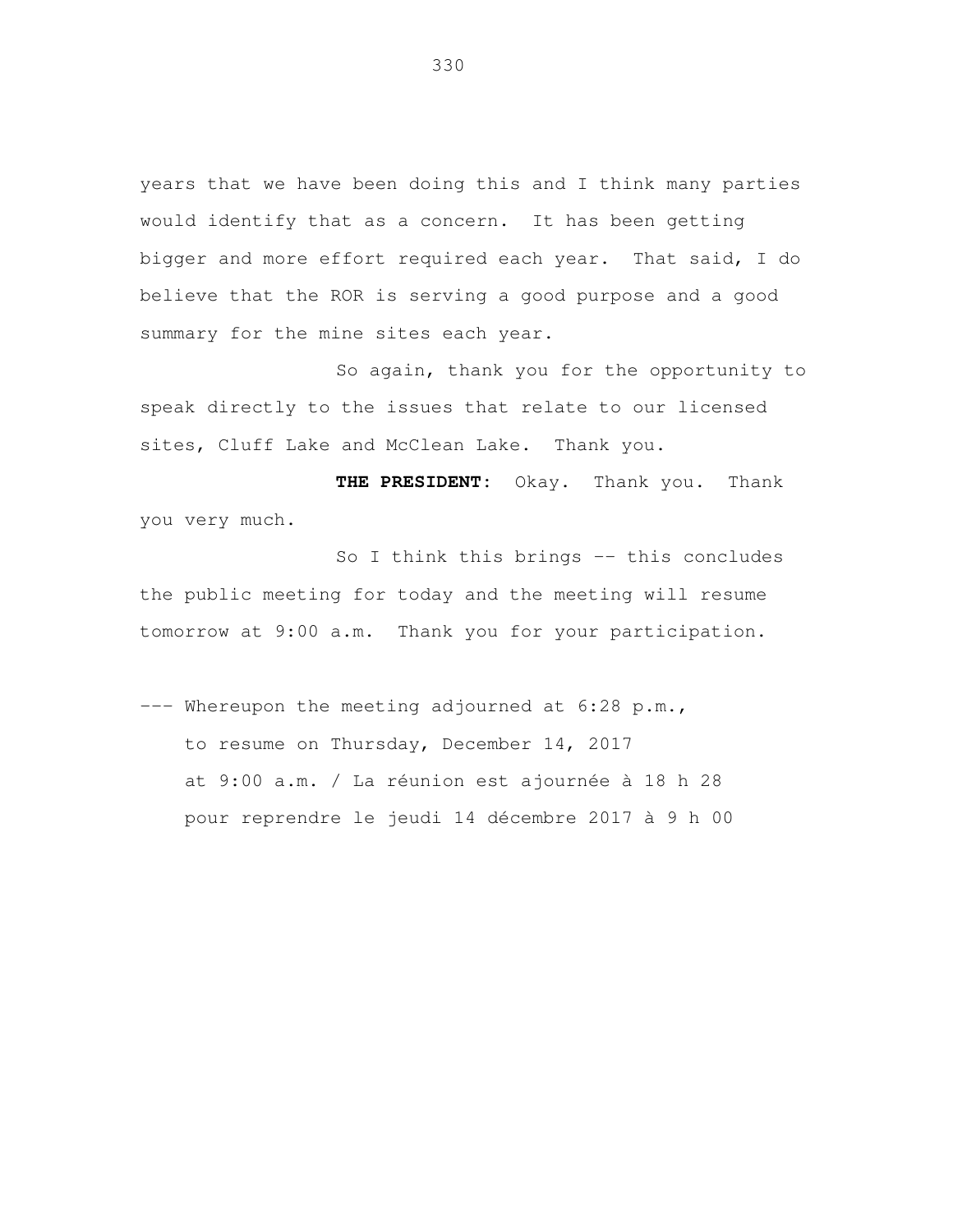years that we have been doing this and I think many parties would identify that as a concern. It has been getting bigger and more effort required each year. That said, I do believe that the ROR is serving a good purpose and a good summary for the mine sites each year.

So again, thank you for the opportunity to speak directly to the issues that relate to our licensed sites, Cluff Lake and McClean Lake. Thank you.

**THE PRESIDENT:** Okay. Thank you. Thank you very much.

So I think this brings -- this concludes the public meeting for today and the meeting will resume tomorrow at 9:00 a.m. Thank you for your participation.

--- Whereupon the meeting adjourned at 6:28 p.m., to resume on Thursday, December 14, 2017 at 9:00 a.m. / La réunion est ajournée à 18 h 28 pour reprendre le jeudi 14 décembre 2017 à 9 h 00